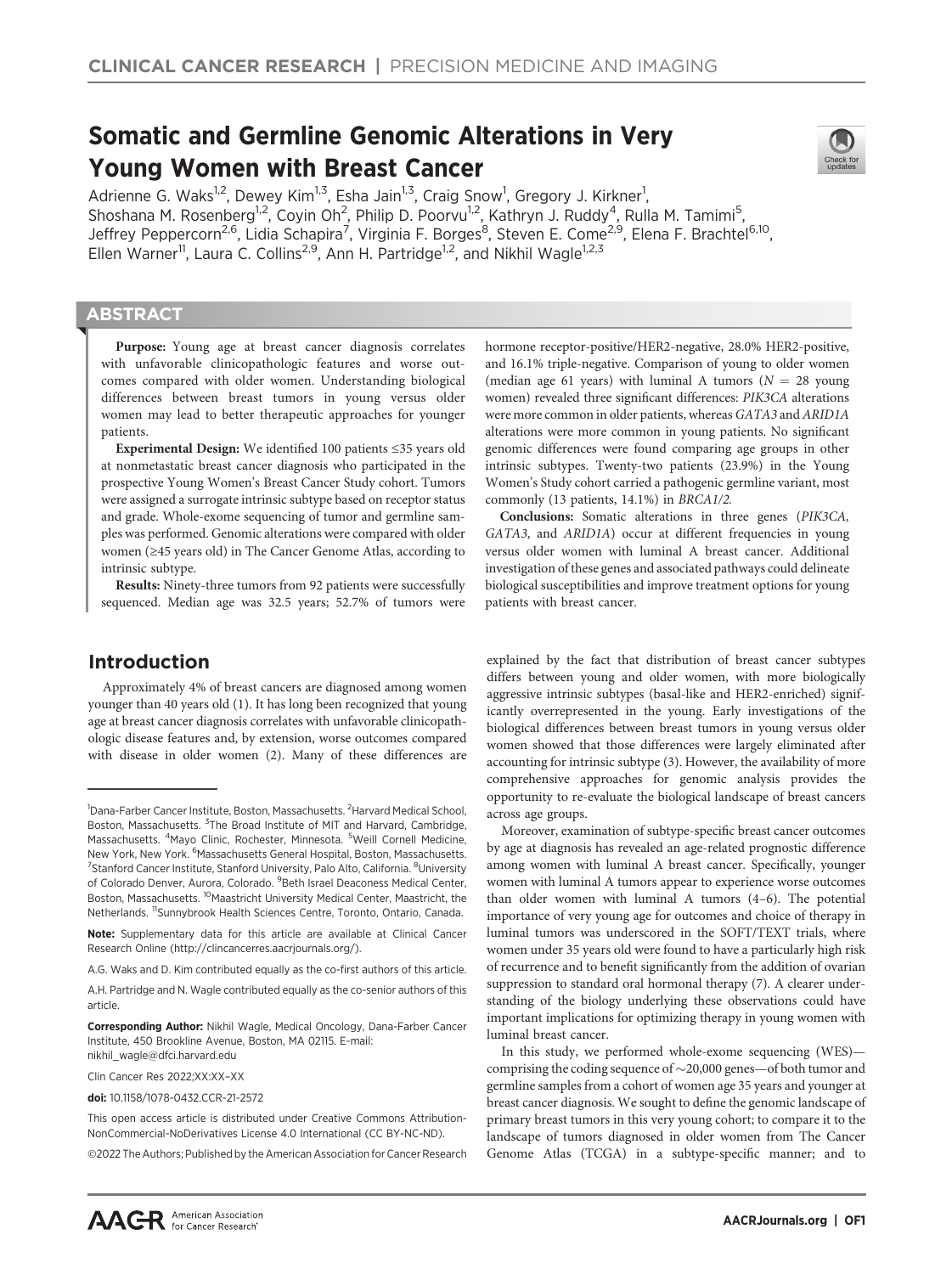# Somatic and Germline Genomic Alterations in Very Young Women with Breast Cancer

Adrienne G. Waks[1,2], Dewey Kim[1,3], Esha Jain[1,3], Craig Snow[1], Gregory J. Kirkner[1], Shoshana M. Rosenberg[1,2], Coyin Oh[2], Philip D. Poorvu[1,2], Kathryn J. Ruddy[4], Rulla M. Tamimi[5], Jeffrey Peppercorn[2,6], Lidia Schapira[7], Virginia F. Borges[8], Steven E. Come[2,9], Elena F. Brachtel[6,10], Ellen Warner[11], Laura C. Collins[2,9], Ann H. Partridge[1,2], and Nikhil Wagle[1,2,3]

## ABSTRACT

**Purpose:** Young age at breast cancer diagnosis correlates with unfavorable clinicopathologic features and worse outcomes compared with older women. Understanding biological differences between breast tumors in young versus older women may lead to better therapeutic approaches for younger patients.

**Experimental Design:** We identified 100 patients ≤35 years old at nonmetastatic breast cancer diagnosis who participated in the prospective Young Women's Breast Cancer Study cohort. Tumors were assigned a surrogate intrinsic subtype based on receptor status and grade. Whole-exome sequencing of tumor and germline samples was performed. Genomic alterations were compared with older women (≥45 years old) in The Cancer Genome Atlas, according to intrinsic subtype.

**Results:** Ninety-three tumors from 92 patients were successfully sequenced. Median age was 32.5 years; 52.7% of tumors were hormone receptor-positive/HER2-negative, 28.0% HER2-positive, and 16.1% triple-negative. Comparison of young to older women (median age 61 years) with luminal A tumors ($N = 28$ young women) revealed three significant differences: *PIK3CA* alterations were more common in older patients, whereas *GATA3* and *ARID1A* alterations were more common in young patients. No significant genomic differences were found comparing age groups in other intrinsic subtypes. Twenty-two patients (23.9%) in the Young Women's Study cohort carried a pathogenic germline variant, most commonly (13 patients, 14.1%) in *BRCA1/2.*

**Conclusions:** Somatic alterations in three genes (*PIK3CA, GATA3,* and *ARID1A*) occur at different frequencies in young versus older women with luminal A breast cancer. Additional investigation of these genes and associated pathways could delineate biological susceptibilities and improve treatment options for young patients with breast cancer.

## Introduction

Approximately 4% of breast cancers are diagnosed among women younger than 40 years old (1). It has long been recognized that young age at breast cancer diagnosis correlates with unfavorable clinicopathologic disease features and, by extension, worse outcomes compared with disease in older women (2). Many of these differences are explained by the fact that distribution of breast cancer subtypes differs between young and older women, with more biologically aggressive intrinsic subtypes (basal-like and HER2-enriched) significantly overrepresented in the young. Early investigations of the biological differences between breast tumors in young versus older women showed that those differences were largely eliminated after accounting for intrinsic subtype (3). However, the availability of more comprehensive approaches for genomic analysis provides the opportunity to re-evaluate the biological landscape of breast cancers across age groups.

Moreover, examination of subtype-specific breast cancer outcomes by age at diagnosis has revealed an age-related prognostic difference among women with luminal A breast cancer. Specifically, younger women with luminal A tumors appear to experience worse outcomes than older women with luminal A tumors (4–6). The potential importance of very young age for outcomes and choice of therapy in luminal tumors was underscored in the SOFT/TEXT trials, where women under 35 years old were found to have a particularly high risk of recurrence and to benefit significantly from the addition of ovarian suppression to standard oral hormonal therapy (7). A clearer understanding of the biology underlying these observations could have important implications for optimizing therapy in young women with luminal breast cancer.

In this study, we performed whole-exome sequencing (WES)—comprising the coding sequence of ~20,000 genes—of both tumor and germline samples from a cohort of women age 35 years and younger at breast cancer diagnosis. We sought to define the genomic landscape of primary breast tumors in this very young cohort; to compare it to the landscape of tumors diagnosed in older women from The Cancer Genome Atlas (TCGA) in a subtype-specific manner; and to

---

[1]Dana-Farber Cancer Institute, Boston, Massachusetts. [2]Harvard Medical School, Boston, Massachusetts. [3]The Broad Institute of MIT and Harvard, Cambridge, Massachusetts. [4]Mayo Clinic, Rochester, Minnesota. [5]Weill Cornell Medicine, New York, New York. [6]Massachusetts General Hospital, Boston, Massachusetts. [7]Stanford Cancer Institute, Stanford University, Palo Alto, California. [8]University of Colorado Denver, Aurora, Colorado. [9]Beth Israel Deaconess Medical Center, Boston, Massachusetts. [10]Maastricht University Medical Center, Maastricht, the Netherlands. [11]Sunnybrook Health Sciences Centre, Toronto, Ontario, Canada.

**Note:** Supplementary data for this article are available at Clinical Cancer Research Online (http://clincancerres.aacrjournals.org/).

A.G. Waks and D. Kim contributed equally as the co-first authors of this article.

A.H. Partridge and N. Wagle contributed equally as the co-senior authors of this article.

**Corresponding Author:** Nikhil Wagle, Medical Oncology, Dana-Farber Cancer Institute, 450 Brookline Avenue, Boston, MA 02115. E-mail: nikhil_wagle@dfci.harvard.edu

Clin Cancer Res 2022;XX:XX–XX

**doi:** 10.1158/1078-0432.CCR-21-2572

This open access article is distributed under Creative Commons Attribution-NonCommercial-NoDerivatives License 4.0 International (CC BY-NC-ND).

©2022 The Authors; Published by the American Association for Cancer Research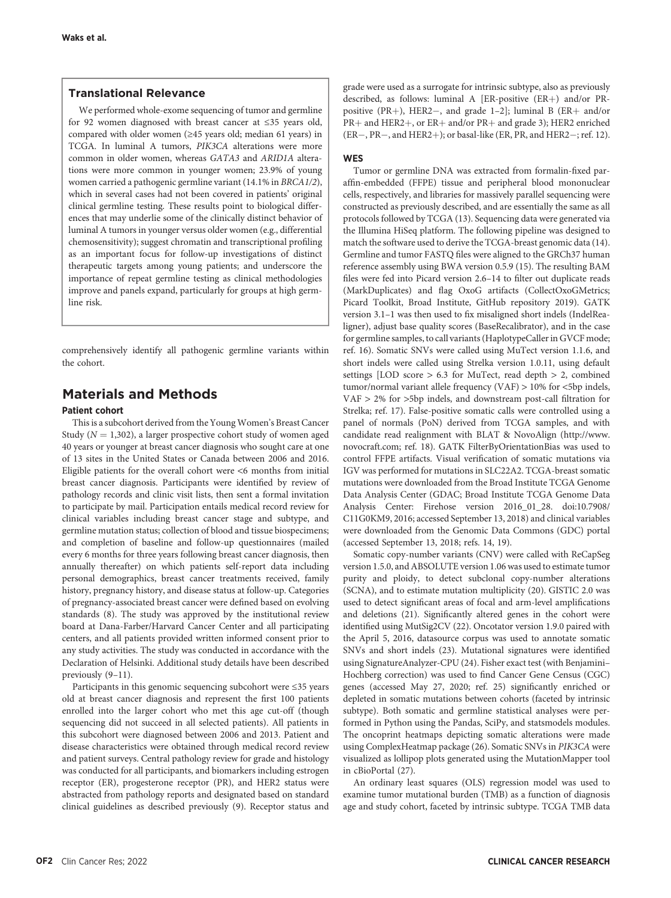## Translational Relevance

We performed whole-exome sequencing of tumor and germline for 92 women diagnosed with breast cancer at ≤35 years old, compared with older women (≥45 years old; median 61 years) in TCGA. In luminal A tumors, *PIK3CA* alterations were more common in older women, whereas *GATA3* and *ARID1A* alterations were more common in younger women; 23.9% of young women carried a pathogenic germline variant (14.1% in *BRCA1/2*), which in several cases had not been covered in patients' original clinical germline testing. These results point to biological differences that may underlie some of the clinically distinct behavior of luminal A tumors in younger versus older women (e.g., differential chemosensitivity); suggest chromatin and transcriptional profiling as an important focus for follow-up investigations of distinct therapeutic targets among young patients; and underscore the importance of repeat germline testing as clinical methodologies improve and panels expand, particularly for groups at high germline risk.

comprehensively identify all pathogenic germline variants within the cohort.

# Materials and Methods

### Patient cohort

This is a subcohort derived from the Young Women's Breast Cancer Study ($N = 1{,}302$), a larger prospective cohort study of women aged 40 years or younger at breast cancer diagnosis who sought care at one of 13 sites in the United States or Canada between 2006 and 2016. Eligible patients for the overall cohort were <6 months from initial breast cancer diagnosis. Participants were identified by review of pathology records and clinic visit lists, then sent a formal invitation to participate by mail. Participation entails medical record review for clinical variables including breast cancer stage and subtype, and germline mutation status; collection of blood and tissue biospecimens; and completion of baseline and follow-up questionnaires (mailed every 6 months for three years following breast cancer diagnosis, then annually thereafter) on which patients self-report data including personal demographics, breast cancer treatments received, family history, pregnancy history, and disease status at follow-up. Categories of pregnancy-associated breast cancer were defined based on evolving standards (8). The study was approved by the institutional review board at Dana-Farber/Harvard Cancer Center and all participating centers, and all patients provided written informed consent prior to any study activities. The study was conducted in accordance with the Declaration of Helsinki. Additional study details have been described previously (9–11).

Participants in this genomic sequencing subcohort were ≤35 years old at breast cancer diagnosis and represent the first 100 patients enrolled into the larger cohort who met this age cut-off (though sequencing did not succeed in all selected patients). All patients in this subcohort were diagnosed between 2006 and 2013. Patient and disease characteristics were obtained through medical record review and patient surveys. Central pathology review for grade and histology was conducted for all participants, and biomarkers including estrogen receptor (ER), progesterone receptor (PR), and HER2 status were abstracted from pathology reports and designated based on standard clinical guidelines as described previously (9). Receptor status and grade were used as a surrogate for intrinsic subtype, also as previously described, as follows: luminal A [ER-positive (ER+) and/or PR-positive (PR+), HER2−, and grade 1–2]; luminal B (ER+ and/or PR+ and HER2+, or ER+ and/or PR+ and grade 3); HER2 enriched (ER−, PR−, and HER2+); or basal-like (ER, PR, and HER2−; ref. 12).

### WES

Tumor or germline DNA was extracted from formalin-fixed paraffin-embedded (FFPE) tissue and peripheral blood mononuclear cells, respectively, and libraries for massively parallel sequencing were constructed as previously described, and are essentially the same as all protocols followed by TCGA (13). Sequencing data were generated via the Illumina HiSeq platform. The following pipeline was designed to match the software used to derive the TCGA-breast genomic data (14). Germline and tumor FASTQ files were aligned to the GRCh37 human reference assembly using BWA version 0.5.9 (15). The resulting BAM files were fed into Picard version 2.6–14 to filter out duplicate reads (MarkDuplicates) and flag OxoG artifacts (CollectOxoGMetrics; Picard Toolkit, Broad Institute, GitHub repository 2019). GATK version 3.1–1 was then used to fix misaligned short indels (IndelRealigner), adjust base quality scores (BaseRecalibrator), and in the case for germline samples, to call variants (HaplotypeCaller in GVCF mode; ref. 16). Somatic SNVs were called using MuTect version 1.1.6, and short indels were called using Strelka version 1.0.11, using default settings [LOD score > 6.3 for MuTect, read depth > 2, combined tumor/normal variant allele frequency (VAF) > 10% for <5bp indels, VAF > 2% for >5bp indels, and downstream post-call filtration for Strelka; ref. 17). False-positive somatic calls were controlled using a panel of normals (PoN) derived from TCGA samples, and with candidate read realignment with BLAT & NovoAlign (http://www.novocraft.com; ref. 18). GATK FilterByOrientationBias was used to control FFPE artifacts. Visual verification of somatic mutations via IGV was performed for mutations in SLC22A2. TCGA-breast somatic mutations were downloaded from the Broad Institute TCGA Genome Data Analysis Center (GDAC; Broad Institute TCGA Genome Data Analysis Center: Firehose version 2016_01_28. doi:10.7908/C11G0KM9, 2016; accessed September 13, 2018) and clinical variables were downloaded from the Genomic Data Commons (GDC) portal (accessed September 13, 2018; refs. 14, 19).

Somatic copy-number variants (CNV) were called with ReCapSeg version 1.5.0, and ABSOLUTE version 1.06 was used to estimate tumor purity and ploidy, to detect subclonal copy-number alterations (SCNA), and to estimate mutation multiplicity (20). GISTIC 2.0 was used to detect significant areas of focal and arm-level amplifications and deletions (21). Significantly altered genes in the cohort were identified using MutSig2CV (22). Oncotator version 1.9.0 paired with the April 5, 2016, datasource corpus was used to annotate somatic SNVs and short indels (23). Mutational signatures were identified using SignatureAnalyzer-CPU (24). Fisher exact test (with Benjamini–Hochberg correction) was used to find Cancer Gene Census (CGC) genes (accessed May 27, 2020; ref. 25) significantly enriched or depleted in somatic mutations between cohorts (faceted by intrinsic subtype). Both somatic and germline statistical analyses were performed in Python using the Pandas, SciPy, and statsmodels modules. The oncoprint heatmaps depicting somatic alterations were made using ComplexHeatmap package (26). Somatic SNVs in *PIK3CA* were visualized as lollipop plots generated using the MutationMapper tool in cBioPortal (27).

An ordinary least squares (OLS) regression model was used to examine tumor mutational burden (TMB) as a function of diagnosis age and study cohort, faceted by intrinsic subtype. TCGA TMB data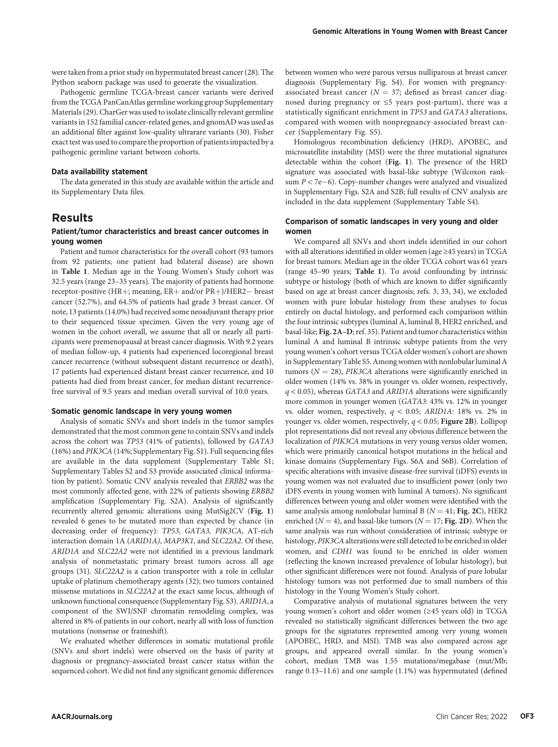were taken from a prior study on hypermutated breast cancer (28). The Python seaborn package was used to generate the visualization.

Pathogenic germline TCGA-breast cancer variants were derived from the TCGA PanCanAtlas germline working group Supplementary Materials (29). CharGer was used to isolate clinically relevant germline variants in 152 familial cancer-related genes, and gnomAD was used as an additional filter against low-quality ultrarare variants (30). Fisher exact test was used to compare the proportion of patients impacted by a pathogenic germline variant between cohorts.

#### Data availability statement

The data generated in this study are available within the article and its Supplementary Data files.

## Results

### Patient/tumor characteristics and breast cancer outcomes in young women

Patient and tumor characteristics for the overall cohort (93 tumors from 92 patients; one patient had bilateral disease) are shown in **Table 1**. Median age in the Young Women's Study cohort was 32.5 years (range 23–35 years). The majority of patients had hormone receptor-positive (HR+; meaning, ER+ and/or PR+)/HER2− breast cancer (52.7%), and 64.5% of patients had grade 3 breast cancer. Of note, 13 patients (14.0%) had received some neoadjuvant therapy prior to their sequenced tissue specimen. Given the very young age of women in the cohort overall, we assume that all or nearly all participants were premenopausal at breast cancer diagnosis. With 9.2 years of median follow-up, 4 patients had experienced locoregional breast cancer recurrence (without subsequent distant recurrence or death), 17 patients had experienced distant breast cancer recurrence, and 10 patients had died from breast cancer, for median distant recurrence-free survival of 9.5 years and median overall survival of 10.0 years.

### Somatic genomic landscape in very young women

Analysis of somatic SNVs and short indels in the tumor samples demonstrated that the most common gene to contain SNVs and indels across the cohort was *TP53* (41% of patients), followed by *GATA3* (16%) and *PIK3CA* (14%; Supplementary Fig. S1). Full sequencing files are available in the data supplement (Supplementary Table S1; Supplementary Tables S2 and S3 provide associated clinical information by patient). Somatic CNV analysis revealed that *ERBB2* was the most commonly affected gene, with 22% of patients showing *ERBB2* amplification (Supplementary Fig. S2A). Analysis of significantly recurrently altered genomic alterations using MutSig2CV (**Fig. 1**) revealed 6 genes to be mutated more than expected by chance (in decreasing order of frequency): *TP53, GATA3, PIK3CA*, AT-rich interaction domain 1A (*ARID1A*), *MAP3K1*, and *SLC22A2*. Of these, *ARID1A* and *SLC22A2* were not identified in a previous landmark analysis of nonmetastatic primary breast tumors across all age groups (31). *SLC22A2* is a cation transporter with a role in cellular uptake of platinum chemotherapy agents (32); two tumors contained missense mutations in *SLC22A2* at the exact same locus, although of unknown functional consequence (Supplementary Fig. S3). *ARID1A*, a component of the SWI/SNF chromatin remodeling complex, was altered in 8% of patients in our cohort, nearly all with loss of function mutations (nonsense or frameshift).

We evaluated whether differences in somatic mutational profile (SNVs and short indels) were observed on the basis of parity at diagnosis or pregnancy-associated breast cancer status within the sequenced cohort. We did not find any significant genomic differences between women who were parous versus nulliparous at breast cancer diagnosis (Supplementary Fig. S4). For women with pregnancy-associated breast cancer ($N = 37$; defined as breast cancer diagnosed during pregnancy or ≤5 years post-partum), there was a statistically significant enrichment in *TP53* and *GATA3* alterations, compared with women with nonpregnancy-associated breast cancer (Supplementary Fig. S5).

Homologous recombination deficiency (HRD), APOBEC, and microsatellite instability (MSI) were the three mutational signatures detectable within the cohort (**Fig. 1**). The presence of the HRD signature was associated with basal-like subtype (Wilcoxon rank-sum $P < 7e{-6}$). Copy-number changes were analyzed and visualized in Supplementary Figs. S2A and S2B; full results of CNV analysis are included in the data supplement (Supplementary Table S4).

### Comparison of somatic landscapes in very young and older women

We compared all SNVs and short indels identified in our cohort with all alterations identified in older women (age ≥45 years) in TCGA for breast tumors. Median age in the older TCGA cohort was 61 years (range 45–90 years; **Table 1**). To avoid confounding by intrinsic subtype or histology (both of which are known to differ significantly based on age at breast cancer diagnosis; refs. 3, 33, 34), we excluded women with pure lobular histology from these analyses to focus entirely on ductal histology, and performed each comparison within the four intrinsic subtypes (luminal A, luminal B, HER2 enriched, and basal-like; **Fig. 2A–D**; ref. 35). Patient and tumor characteristics within luminal A and luminal B intrinsic subtype patients from the very young women's cohort versus TCGA older women's cohort are shown in Supplementary Table S5. Among women with nonlobular luminal A tumors ($N = 28$), *PIK3CA* alterations were significantly enriched in older women (14% vs. 38% in younger vs. older women, respectively, $q < 0.05$), whereas *GATA3* and *ARID1A* alterations were significantly more common in younger women (*GATA3*: 43% vs. 12% in younger vs. older women, respectively, $q < 0.05$; *ARID1A*: 18% vs. 2% in younger vs. older women, respectively, $q < 0.05$; **Figure 2B**). Lollipop plot representations did not reveal any obvious difference between the localization of *PIK3CA* mutations in very young versus older women, which were primarily canonical hotspot mutations in the helical and kinase domains (Supplementary Figs. S6A and S6B). Correlation of specific alterations with invasive disease-free survival (iDFS) events in young women was not evaluated due to insufficient power (only two iDFS events in young women with luminal A tumors). No significant differences between young and older women were identified with the same analysis among nonlobular luminal B ($N = 41$; **Fig. 2C**), HER2 enriched ($N = 4$), and basal-like tumors ($N = 17$; **Fig. 2D**). When the same analysis was run without consideration of intrinsic subtype or histology, *PIK3CA* alterations were still detected to be enriched in older women, and *CDH1* was found to be enriched in older women (reflecting the known increased prevalence of lobular histology), but other significant differences were not found. Analysis of pure lobular histology tumors was not performed due to small numbers of this histology in the Young Women's Study cohort.

Comparative analysis of mutational signatures between the very young women's cohort and older women (≥45 years old) in TCGA revealed no statistically significant differences between the two age groups for the signatures represented among very young women (APOBEC, HRD, and MSI). TMB was also compared across age groups, and appeared overall similar. In the young women's cohort, median TMB was 1.55 mutations/megabase (mut/Mb; range 0.13–11.6) and one sample (1.1%) was hypermutated (defined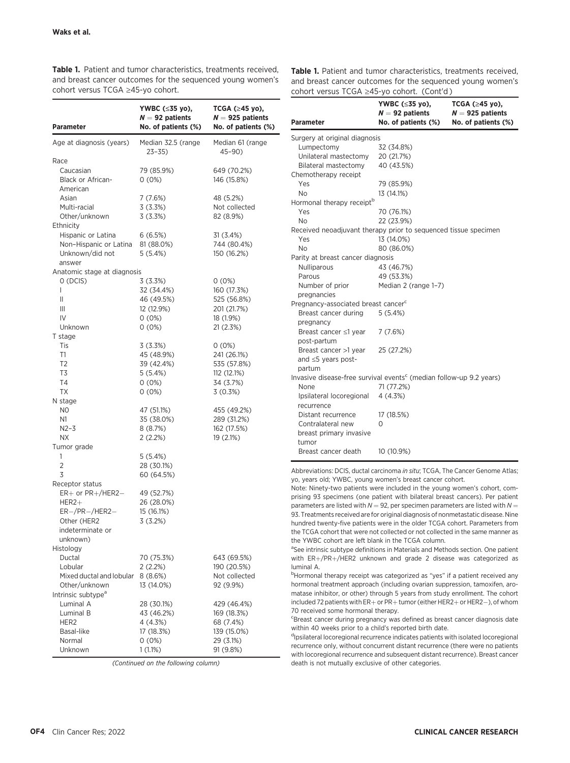**Table 1.** Patient and tumor characteristics, treatments received, and breast cancer outcomes for the sequenced young women's cohort versus TCGA ≥45-yo cohort.

| Parameter | YWBC (≤35 yo), $N = 92$ patients No. of patients (%) | TCGA (≥45 yo), $N = 925$ patients No. of patients (%) |
|---|---|---|
| Age at diagnosis (years) | Median 32.5 (range 23–35) | Median 61 (range 45–90) |
| Race | | |
| Caucasian | 79 (85.9%) | 649 (70.2%) |
| Black or African-American | 0 (0%) | 146 (15.8%) |
| Asian | 7 (7.6%) | 48 (5.2%) |
| Multi-racial | 3 (3.3%) | Not collected |
| Other/unknown | 3 (3.3%) | 82 (8.9%) |
| Ethnicity | | |
| Hispanic or Latina | 6 (6.5%) | 31 (3.4%) |
| Non–Hispanic or Latina | 81 (88.0%) | 744 (80.4%) |
| Unknown/did not answer | 5 (5.4%) | 150 (16.2%) |
| Anatomic stage at diagnosis | | |
| 0 (DCIS) | 3 (3.3%) | 0 (0%) |
| I | 32 (34.4%) | 160 (17.3%) |
| II | 46 (49.5%) | 525 (56.8%) |
| III | 12 (12.9%) | 201 (21.7%) |
| IV | 0 (0%) | 18 (1.9%) |
| Unknown | 0 (0%) | 21 (2.3%) |
| T stage | | |
| Tis | 3 (3.3%) | 0 (0%) |
| T1 | 45 (48.9%) | 241 (26.1%) |
| T2 | 39 (42.4%) | 535 (57.8%) |
| T3 | 5 (5.4%) | 112 (12.1%) |
| T4 | 0 (0%) | 34 (3.7%) |
| TX | 0 (0%) | 3 (0.3%) |
| N stage | | |
| N0 | 47 (51.1%) | 455 (49.2%) |
| N1 | 35 (38.0%) | 289 (31.2%) |
| N2–3 | 8 (8.7%) | 162 (17.5%) |
| NX | 2 (2.2%) | 19 (2.1%) |
| Tumor grade | | |
| 1 | 5 (5.4%) | |
| 2 | 28 (30.1%) | |
| 3 | 60 (64.5%) | |
| Receptor status | | |
| ER+ or PR+/HER2− | 49 (52.7%) | |
| HER2+ | 26 (28.0%) | |
| ER−/PR−/HER2− | 15 (16.1%) | |
| Other (HER2 indeterminate or unknown) | 3 (3.2%) | |
| Histology | | |
| Ductal | 70 (75.3%) | 643 (69.5%) |
| Lobular | 2 (2.2%) | 190 (20.5%) |
| Mixed ductal and lobular | 8 (8.6%) | Not collected |
| Other/unknown | 13 (14.0%) | 92 (9.9%) |
| Intrinsic subtype[a] | | |
| Luminal A | 28 (30.1%) | 429 (46.4%) |
| Luminal B | 43 (46.2%) | 169 (18.3%) |
| HER2 | 4 (4.3%) | 68 (7.4%) |
| Basal-like | 17 (18.3%) | 139 (15.0%) |
| Normal | 0 (0%) | 29 (3.1%) |
| Unknown | 1 (1.1%) | 91 (9.8%) |
| Surgery at original diagnosis | | |
| Lumpectomy | 32 (34.8%) | |
| Unilateral mastectomy | 20 (21.7%) | |
| Bilateral mastectomy | 40 (43.5%) | |
| Chemotherapy receipt | | |
| Yes | 79 (85.9%) | |
| No | 13 (14.1%) | |
| Hormonal therapy receipt[b] | | |
| Yes | 70 (76.1%) | |
| No | 22 (23.9%) | |
| Received neoadjuvant therapy prior to sequenced tissue specimen | | |
| Yes | 13 (14.0%) | |
| No | 80 (86.0%) | |
| Parity at breast cancer diagnosis | | |
| Nulliparous | 43 (46.7%) | |
| Parous | 49 (53.3%) | |
| Number of prior pregnancies | Median 2 (range 1–7) | |
| Pregnancy-associated breast cancer[c] | | |
| Breast cancer during pregnancy | 5 (5.4%) | |
| Breast cancer ≤1 year post-partum | 7 (7.6%) | |
| Breast cancer >1 year and ≤5 years post-partum | 25 (27.2%) | |
| Invasive disease-free survival events[c] (median follow-up 9.2 years) | | |
| None | 71 (77.2%) | |
| Ipsilateral locoregional recurrence | 4 (4.3%) | |
| Distant recurrence | 17 (18.5%) | |
| Contralateral new breast primary invasive tumor | 0 | |
| Breast cancer death | 10 (10.9%) | |

Abbreviations: DCIS, ductal carcinoma *in situ*; TCGA, The Cancer Genome Atlas; yo, years old; YWBC, young women's breast cancer cohort.

Note: Ninety-two patients were included in the young women's cohort, comprising 93 specimens (one patient with bilateral breast cancers). Per patient parameters are listed with $N = 92$, per specimen parameters are listed with $N = 93$. Treatments received are for original diagnosis of nonmetastatic disease. Nine hundred twenty-five patients were in the older TCGA cohort. Parameters from the TCGA cohort that were not collected or not collected in the same manner as the YWBC cohort are left blank in the TCGA column.

[a]See intrinsic subtype definitions in Materials and Methods section. One patient with ER+/PR+/HER2 unknown and grade 2 disease was categorized as luminal A.

[b]Hormonal therapy receipt was categorized as "yes" if a patient received any hormonal treatment approach (including ovarian suppression, tamoxifen, aromatase inhibitor, or other) through 5 years from study enrollment. The cohort included 72 patients with ER+ or PR+ tumor (either HER2+ or HER2−), of whom 70 received some hormonal therapy.

[c]Breast cancer during pregnancy was defined as breast cancer diagnosis date within 40 weeks prior to a child's reported birth date.

[d]Ipsilateral locoregional recurrence indicates patients with isolated locoregional recurrence only, without concurrent distant recurrence (there were no patients with locoregional recurrence and subsequent distant recurrence). Breast cancer death is not mutually exclusive of other categories.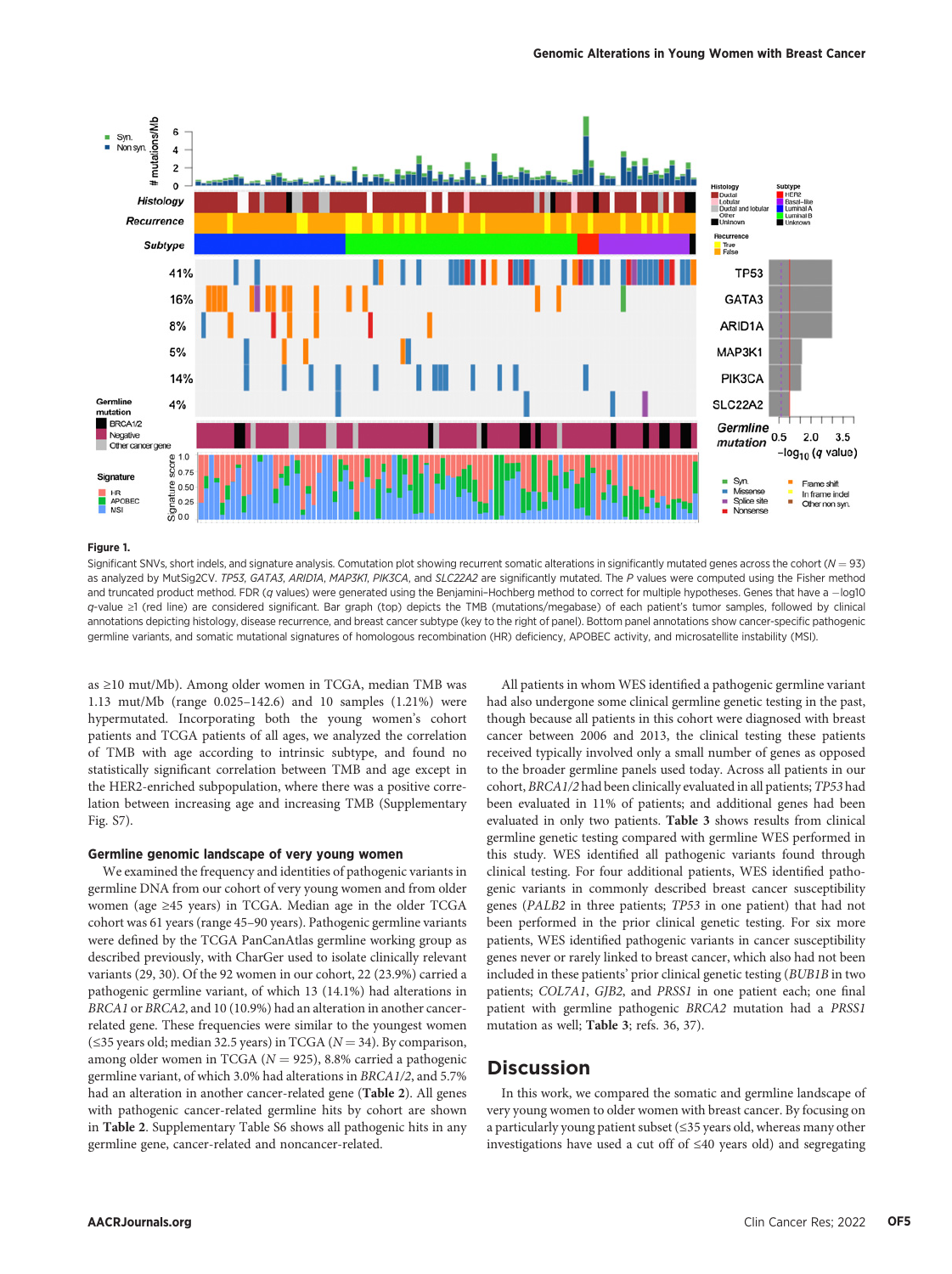**Figure 1.**

Significant SNVs, short indels, and signature analysis. Comutation plot showing recurrent somatic alterations in significantly mutated genes across the cohort ($N = 93$) as analyzed by MutSig2CV. *TP53*, *GATA3*, *ARID1A*, *MAP3K1*, *PIK3CA*, and *SLC22A2* are significantly mutated. The *P* values were computed using the Fisher method and truncated product method. FDR (*q* values) were generated using the Benjamini–Hochberg method to correct for multiple hypotheses. Genes that have a −log10 *q*-value ≥1 (red line) are considered significant. Bar graph (top) depicts the TMB (mutations/megabase) of each patient's tumor samples, followed by clinical annotations depicting histology, disease recurrence, and breast cancer subtype (key to the right of panel). Bottom panel annotations show cancer-specific pathogenic germline variants, and somatic mutational signatures of homologous recombination (HR) deficiency, APOBEC activity, and microsatellite instability (MSI).

as ≥10 mut/Mb). Among older women in TCGA, median TMB was 1.13 mut/Mb (range 0.025–142.6) and 10 samples (1.21%) were hypermutated. Incorporating both the young women's cohort patients and TCGA patients of all ages, we analyzed the correlation of TMB with age according to intrinsic subtype, and found no statistically significant correlation between TMB and age except in the HER2-enriched subpopulation, where there was a positive correlation between increasing age and increasing TMB (Supplementary Fig. S7).

### Germline genomic landscape of very young women

We examined the frequency and identities of pathogenic variants in germline DNA from our cohort of very young women and from older women (age ≥45 years) in TCGA. Median age in the older TCGA cohort was 61 years (range 45–90 years). Pathogenic germline variants were defined by the TCGA PanCanAtlas germline working group as described previously, with CharGer used to isolate clinically relevant variants (29, 30). Of the 92 women in our cohort, 22 (23.9%) carried a pathogenic germline variant, of which 13 (14.1%) had alterations in *BRCA1* or *BRCA2*, and 10 (10.9%) had an alteration in another cancer-related gene. These frequencies were similar to the youngest women (≤35 years old; median 32.5 years) in TCGA ($N = 34$). By comparison, among older women in TCGA ($N = 925$), 8.8% carried a pathogenic germline variant, of which 3.0% had alterations in *BRCA1/2*, and 5.7% had an alteration in another cancer-related gene (**Table 2**). All genes with pathogenic cancer-related germline hits by cohort are shown in **Table 2**. Supplementary Table S6 shows all pathogenic hits in any germline gene, cancer-related and noncancer-related.

All patients in whom WES identified a pathogenic germline variant had also undergone some clinical germline genetic testing in the past, though because all patients in this cohort were diagnosed with breast cancer between 2006 and 2013, the clinical testing these patients received typically involved only a small number of genes as opposed to the broader germline panels used today. Across all patients in our cohort, *BRCA1/2* had been clinically evaluated in all patients; *TP53* had been evaluated in 11% of patients; and additional genes had been evaluated in only two patients. **Table 3** shows results from clinical germline genetic testing compared with germline WES performed in this study. WES identified all pathogenic variants found through clinical testing. For four additional patients, WES identified pathogenic variants in commonly described breast cancer susceptibility genes (*PALB2* in three patients; *TP53* in one patient) that had not been performed in the prior clinical genetic testing. For six more patients, WES identified pathogenic variants in cancer susceptibility genes never or rarely linked to breast cancer, which also had not been included in these patients' prior clinical genetic testing (*BUB1B* in two patients; *COL7A1*, *GJB2*, and *PRSS1* in one patient each; one final patient with germline pathogenic *BRCA2* mutation had a *PRSS1* mutation as well; **Table 3**; refs. 36, 37).

## Discussion

In this work, we compared the somatic and germline landscape of very young women to older women with breast cancer. By focusing on a particularly young patient subset (≤35 years old, whereas many other investigations have used a cut off of ≤40 years old) and segregating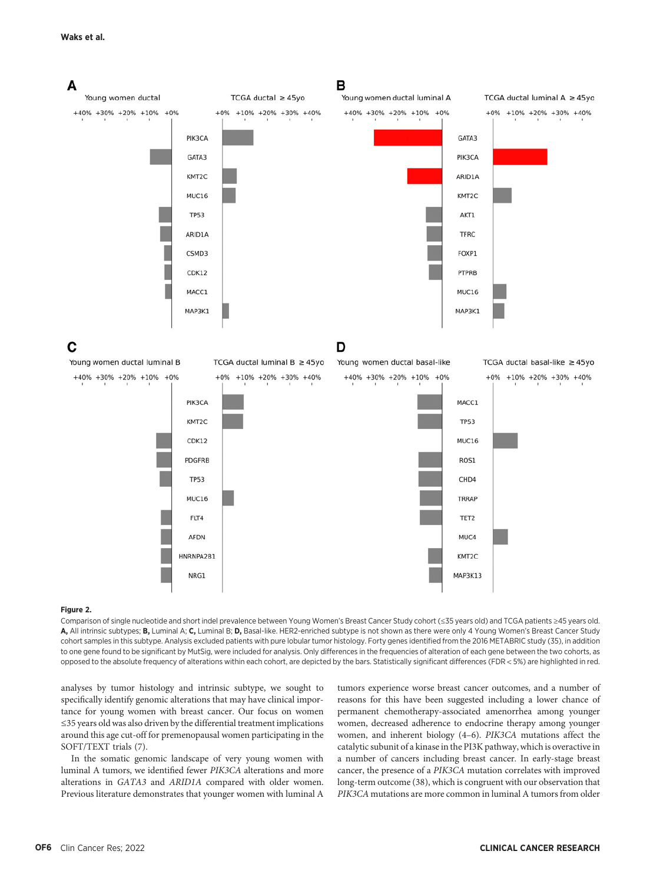**Figure 2.**

Comparison of single nucleotide and short indel prevalence between Young Women's Breast Cancer Study cohort (≤35 years old) and TCGA patients ≥45 years old. **A,** All intrinsic subtypes; **B,** Luminal A; **C,** Luminal B; **D,** Basal-like. HER2-enriched subtype is not shown as there were only 4 Young Women's Breast Cancer Study cohort samples in this subtype. Analysis excluded patients with pure lobular tumor histology. Forty genes identified from the 2016 METABRIC study (35), in addition to one gene found to be significant by MutSig, were included for analysis. Only differences in the frequencies of alteration of each gene between the two cohorts, as opposed to the absolute frequency of alterations within each cohort, are depicted by the bars. Statistically significant differences (FDR < 5%) are highlighted in red.

analyses by tumor histology and intrinsic subtype, we sought to specifically identify genomic alterations that may have clinical importance for young women with breast cancer. Our focus on women ≤35 years old was also driven by the differential treatment implications around this age cut-off for premenopausal women participating in the SOFT/TEXT trials (7).

In the somatic genomic landscape of very young women with luminal A tumors, we identified fewer *PIK3CA* alterations and more alterations in *GATA3* and *ARID1A* compared with older women. Previous literature demonstrates that younger women with luminal A tumors experience worse breast cancer outcomes, and a number of reasons for this have been suggested including a lower chance of permanent chemotherapy-associated amenorrhea among younger women, decreased adherence to endocrine therapy among younger women, and inherent biology (4–6). *PIK3CA* mutations affect the catalytic subunit of a kinase in the PI3K pathway, which is overactive in a number of cancers including breast cancer. In early-stage breast cancer, the presence of a *PIK3CA* mutation correlates with improved long-term outcome (38), which is congruent with our observation that *PIK3CA* mutations are more common in luminal A tumors from older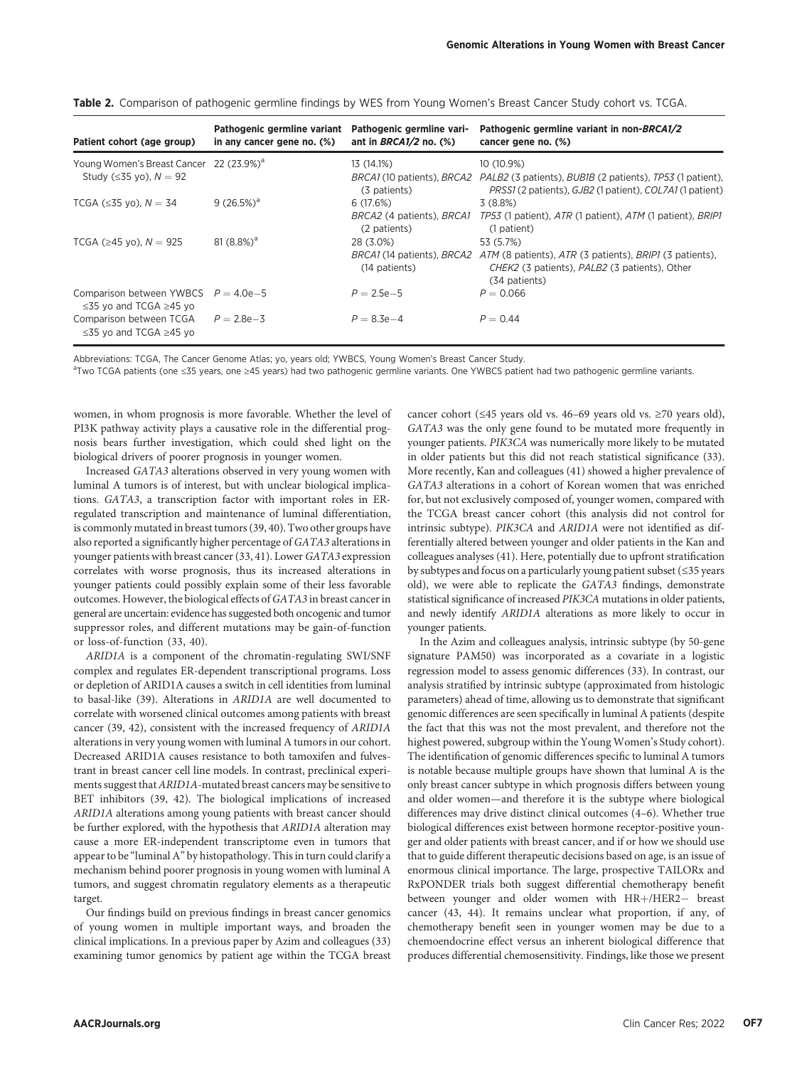**Table 2.** Comparison of pathogenic germline findings by WES from Young Women's Breast Cancer Study cohort vs. TCGA.

| Patient cohort (age group) | Pathogenic germline variant in any cancer gene no. (%) | Pathogenic germline variant in *BRCA1/2* no. (%) | Pathogenic germline variant in non-*BRCA1/2* cancer gene no. (%) |
|---|---|---|---|
| Young Women's Breast Cancer Study (≤35 yo), $N = 92$ | 22 (23.9%)[a] | 13 (14.1%) *BRCA1* (10 patients), *BRCA2* (3 patients) | 10 (10.9%) *PALB2* (3 patients), *BUB1B* (2 patients), *TP53* (1 patient), *PRSS1* (2 patients), *GJB2* (1 patient), *COL7A1* (1 patient) |
| TCGA (≤35 yo), $N = 34$ | 9 (26.5%)[a] | 6 (17.6%) *BRCA2* (4 patients), *BRCA1* (2 patients) | 3 (8.8%) *TP53* (1 patient), *ATR* (1 patient), *ATM* (1 patient), *BRIP1* (1 patient) |
| TCGA (≥45 yo), $N = 925$ | 81 (8.8%)[a] | 28 (3.0%) *BRCA1* (14 patients), *BRCA2* (14 patients) | 53 (5.7%) *ATM* (8 patients), *ATR* (3 patients), *BRIP1* (3 patients), *CHEK2* (3 patients), *PALB2* (3 patients), Other (34 patients) |
| Comparison between YWBCS ≤35 yo and TCGA ≥45 yo | $P = 4.0e-5$ | $P = 2.5e-5$ | $P = 0.066$ |
| Comparison between TCGA ≤35 yo and TCGA ≥45 yo | $P = 2.8e-3$ | $P = 8.3e-4$ | $P = 0.44$ |

Abbreviations: TCGA, The Cancer Genome Atlas; yo, years old; YWBCS, Young Women's Breast Cancer Study.

[a]Two TCGA patients (one ≤35 years, one ≥45 years) had two pathogenic germline variants. One YWBCS patient had two pathogenic germline variants.

women, in whom prognosis is more favorable. Whether the level of PI3K pathway activity plays a causative role in the differential prognosis bears further investigation, which could shed light on the biological drivers of poorer prognosis in younger women.

Increased *GATA3* alterations observed in very young women with luminal A tumors is of interest, but with unclear biological implications. *GATA3*, a transcription factor with important roles in ER-regulated transcription and maintenance of luminal differentiation, is commonly mutated in breast tumors (39, 40). Two other groups have also reported a significantly higher percentage of *GATA3* alterations in younger patients with breast cancer (33, 41). Lower *GATA3* expression correlates with worse prognosis, thus its increased alterations in younger patients could possibly explain some of their less favorable outcomes. However, the biological effects of *GATA3* in breast cancer in general are uncertain: evidence has suggested both oncogenic and tumor suppressor roles, and different mutations may be gain-of-function or loss-of-function (33, 40).

*ARID1A* is a component of the chromatin-regulating SWI/SNF complex and regulates ER-dependent transcriptional programs. Loss or depletion of ARID1A causes a switch in cell identities from luminal to basal-like (39). Alterations in *ARID1A* are well documented to correlate with worsened clinical outcomes among patients with breast cancer (39, 42), consistent with the increased frequency of *ARID1A* alterations in very young women with luminal A tumors in our cohort. Decreased ARID1A causes resistance to both tamoxifen and fulvestrant in breast cancer cell line models. In contrast, preclinical experiments suggest that *ARID1A*-mutated breast cancers may be sensitive to BET inhibitors (39, 42). The biological implications of increased *ARID1A* alterations among young patients with breast cancer should be further explored, with the hypothesis that *ARID1A* alteration may cause a more ER-independent transcriptome even in tumors that appear to be "luminal A" by histopathology. This in turn could clarify a mechanism behind poorer prognosis in young women with luminal A tumors, and suggest chromatin regulatory elements as a therapeutic target.

Our findings build on previous findings in breast cancer genomics of young women in multiple important ways, and broaden the clinical implications. In a previous paper by Azim and colleagues (33) examining tumor genomics by patient age within the TCGA breast cancer cohort (≤45 years old vs. 46–69 years old vs. ≥70 years old), *GATA3* was the only gene found to be mutated more frequently in younger patients. *PIK3CA* was numerically more likely to be mutated in older patients but this did not reach statistical significance (33). More recently, Kan and colleagues (41) showed a higher prevalence of *GATA3* alterations in a cohort of Korean women that was enriched for, but not exclusively composed of, younger women, compared with the TCGA breast cancer cohort (this analysis did not control for intrinsic subtype). *PIK3CA* and *ARID1A* were not identified as differentially altered between younger and older patients in the Kan and colleagues analyses (41). Here, potentially due to upfront stratification by subtypes and focus on a particularly young patient subset (≤35 years old), we were able to replicate the *GATA3* findings, demonstrate statistical significance of increased *PIK3CA* mutations in older patients, and newly identify *ARID1A* alterations as more likely to occur in younger patients.

In the Azim and colleagues analysis, intrinsic subtype (by 50-gene signature PAM50) was incorporated as a covariate in a logistic regression model to assess genomic differences (33). In contrast, our analysis stratified by intrinsic subtype (approximated from histologic parameters) ahead of time, allowing us to demonstrate that significant genomic differences are seen specifically in luminal A patients (despite the fact that this was not the most prevalent, and therefore not the highest powered, subgroup within the Young Women's Study cohort). The identification of genomic differences specific to luminal A tumors is notable because multiple groups have shown that luminal A is the only breast cancer subtype in which prognosis differs between young and older women—and therefore it is the subtype where biological differences may drive distinct clinical outcomes (4–6). Whether true biological differences exist between hormone receptor-positive younger and older patients with breast cancer, and if or how we should use that to guide different therapeutic decisions based on age, is an issue of enormous clinical importance. The large, prospective TAILORx and RxPONDER trials both suggest differential chemotherapy benefit between younger and older women with HR+/HER2− breast cancer (43, 44). It remains unclear what proportion, if any, of chemotherapy benefit seen in younger women may be due to a chemoendocrine effect versus an inherent biological difference that produces differential chemosensitivity. Findings, like those we present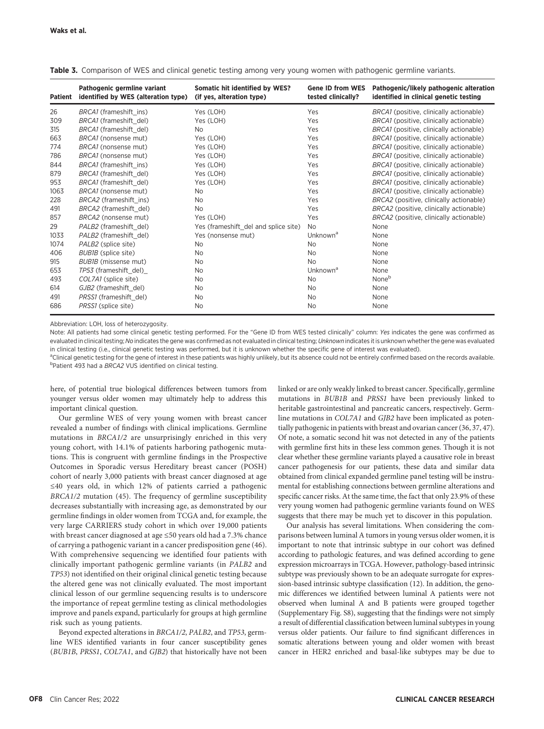**Table 3.** Comparison of WES and clinical genetic testing among very young women with pathogenic germline variants.

| Patient | Pathogenic germline variant identified by WES (alteration type) | Somatic hit identified by WES? (if yes, alteration type) | Gene ID from WES tested clinically? | Pathogenic/likely pathogenic alteration identified in clinical genetic testing |
|---|---|---|---|---|
| 26 | *BRCA1* (frameshift_ins) | Yes (LOH) | Yes | *BRCA1* (positive, clinically actionable) |
| 309 | *BRCA1* (frameshift_del) | Yes (LOH) | Yes | *BRCA1* (positive, clinically actionable) |
| 315 | *BRCA1* (frameshift_del) | No | Yes | *BRCA1* (positive, clinically actionable) |
| 663 | *BRCA1* (nonsense mut) | Yes (LOH) | Yes | *BRCA1* (positive, clinically actionable) |
| 774 | *BRCA1* (nonsense mut) | Yes (LOH) | Yes | *BRCA1* (positive, clinically actionable) |
| 786 | *BRCA1* (nonsense mut) | Yes (LOH) | Yes | *BRCA1* (positive, clinically actionable) |
| 844 | *BRCA1* (frameshift_ins) | Yes (LOH) | Yes | *BRCA1* (positive, clinically actionable) |
| 879 | *BRCA1* (frameshift_del) | Yes (LOH) | Yes | *BRCA1* (positive, clinically actionable) |
| 953 | *BRCA1* (frameshift_del) | Yes (LOH) | Yes | *BRCA1* (positive, clinically actionable) |
| 1063 | *BRCA1* (nonsense mut) | No | Yes | *BRCA1* (positive, clinically actionable) |
| 228 | *BRCA2* (frameshift_ins) | No | Yes | *BRCA2* (positive, clinically actionable) |
| 491 | *BRCA2* (frameshift_del) | No | Yes | *BRCA2* (positive, clinically actionable) |
| 857 | *BRCA2* (nonsense mut) | Yes (LOH) | Yes | *BRCA2* (positive, clinically actionable) |
| 29 | *PALB2* (frameshift_del) | Yes (frameshift_del and splice site) | No | None |
| 1033 | *PALB2* (frameshift_del) | Yes (nonsense mut) | Unknown[a] | None |
| 1074 | *PALB2* (splice site) | No | No | None |
| 406 | *BUB1B* (splice site) | No | No | None |
| 915 | *BUB1B* (missense mut) | No | No | None |
| 653 | *TP53* (frameshift_del)_ | No | Unknown[a] | None |
| 493 | *COL7A1* (splice site) | No | No | None[b] |
| 614 | *GJB2* (frameshift_del) | No | No | None |
| 491 | *PRSS1* (frameshift_del) | No | No | None |
| 686 | *PRSS1* (splice site) | No | No | None |

Abbreviation: LOH, loss of heterozygosity.

Note: All patients had some clinical genetic testing performed. For the "Gene ID from WES tested clinically" column: *Yes* indicates the gene was confirmed as evaluated in clinical testing; *No* indicates the gene was confirmed as not evaluated in clinical testing; *Unknown* indicates it is unknown whether the gene was evaluated in clinical testing (i.e., clinical genetic testing was performed, but it is unknown whether the specific gene of interest was evaluated).

[a]Clinical genetic testing for the gene of interest in these patients was highly unlikely, but its absence could not be entirely confirmed based on the records available.

[b]Patient 493 had a *BRCA2* VUS identified on clinical testing.

here, of potential true biological differences between tumors from younger versus older women may ultimately help to address this important clinical question.

Our germline WES of very young women with breast cancer revealed a number of findings with clinical implications. Germline mutations in *BRCA1/2* are unsurprisingly enriched in this very young cohort, with 14.1% of patients harboring pathogenic mutations. This is congruent with germline findings in the Prospective Outcomes in Sporadic versus Hereditary breast cancer (POSH) cohort of nearly 3,000 patients with breast cancer diagnosed at age ≤40 years old, in which 12% of patients carried a pathogenic *BRCA1/2* mutation (45). The frequency of germline susceptibility decreases substantially with increasing age, as demonstrated by our germline findings in older women from TCGA and, for example, the very large CARRIERS study cohort in which over 19,000 patients with breast cancer diagnosed at age ≤50 years old had a 7.3% chance of carrying a pathogenic variant in a cancer predisposition gene (46). With comprehensive sequencing we identified four patients with clinically important pathogenic germline variants (in *PALB2* and *TP53*) not identified on their original clinical genetic testing because the altered gene was not clinically evaluated. The most important clinical lesson of our germline sequencing results is to underscore the importance of repeat germline testing as clinical methodologies improve and panels expand, particularly for groups at high germline risk such as young patients.

Beyond expected alterations in *BRCA1/2*, *PALB2*, and *TP53*, germline WES identified variants in four cancer susceptibility genes (*BUB1B*, *PRSS1*, *COL7A1*, and *GJB2*) that historically have not been linked or are only weakly linked to breast cancer. Specifically, germline mutations in *BUB1B* and *PRSS1* have been previously linked to heritable gastrointestinal and pancreatic cancers, respectively. Germline mutations in *COL7A1* and *GJB2* have been implicated as potentially pathogenic in patients with breast and ovarian cancer (36, 37, 47). Of note, a somatic second hit was not detected in any of the patients with germline first hits in these less common genes. Though it is not clear whether these germline variants played a causative role in breast cancer pathogenesis for our patients, these data and similar data obtained from clinical expanded germline panel testing will be instrumental for establishing connections between germline alterations and specific cancer risks. At the same time, the fact that only 23.9% of these very young women had pathogenic germline variants found on WES suggests that there may be much yet to discover in this population.

Our analysis has several limitations. When considering the comparisons between luminal A tumors in young versus older women, it is important to note that intrinsic subtype in our cohort was defined according to pathologic features, and was defined according to gene expression microarrays in TCGA. However, pathology-based intrinsic subtype was previously shown to be an adequate surrogate for expression-based intrinsic subtype classification (12). In addition, the genomic differences we identified between luminal A patients were not observed when luminal A and B patients were grouped together (Supplementary Fig. S8), suggesting that the findings were not simply a result of differential classification between luminal subtypes in young versus older patients. Our failure to find significant differences in somatic alterations between young and older women with breast cancer in HER2 enriched and basal-like subtypes may be due to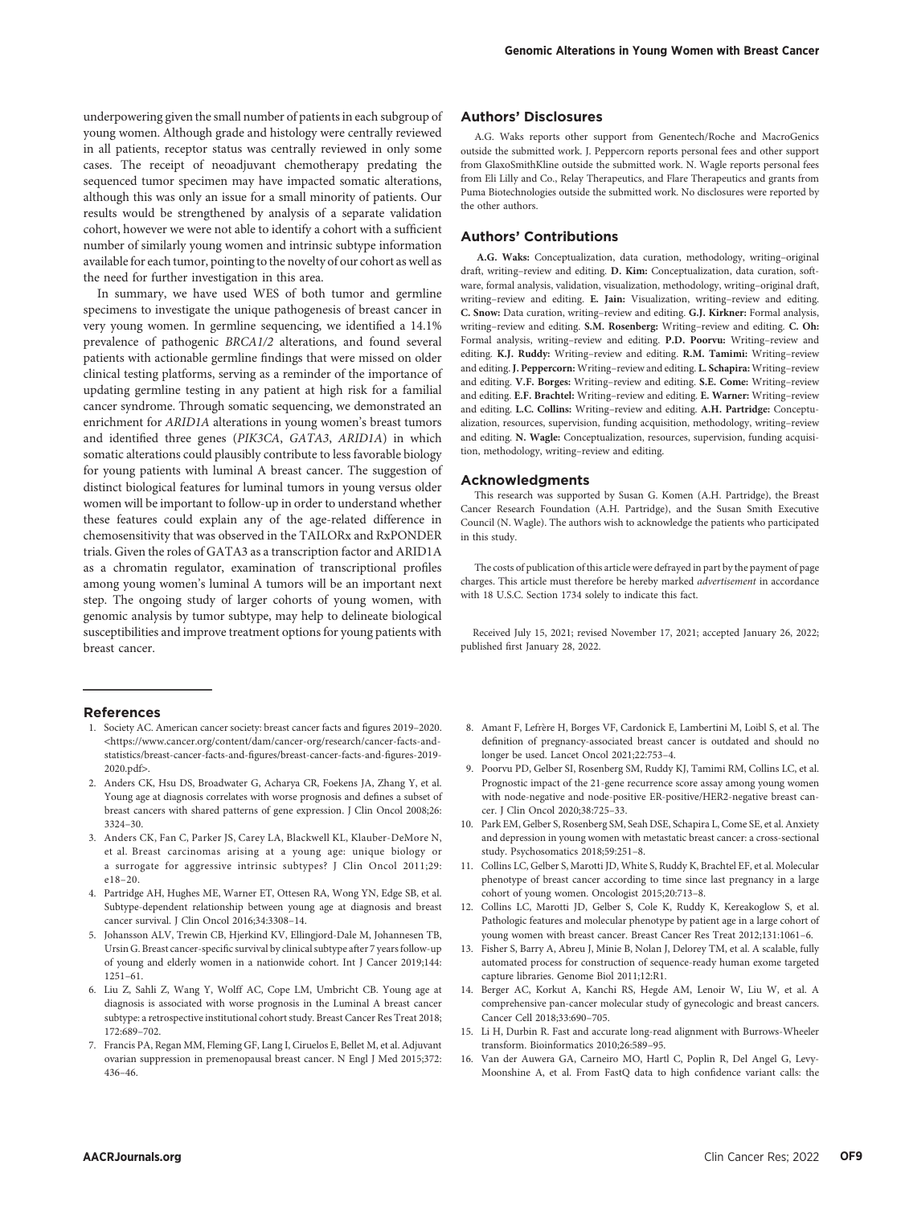underpowering given the small number of patients in each subgroup of young women. Although grade and histology were centrally reviewed in all patients, receptor status was centrally reviewed in only some cases. The receipt of neoadjuvant chemotherapy predating the sequenced tumor specimen may have impacted somatic alterations, although this was only an issue for a small minority of patients. Our results would be strengthened by analysis of a separate validation cohort, however we were not able to identify a cohort with a sufficient number of similarly young women and intrinsic subtype information available for each tumor, pointing to the novelty of our cohort as well as the need for further investigation in this area.

In summary, we have used WES of both tumor and germline specimens to investigate the unique pathogenesis of breast cancer in very young women. In germline sequencing, we identified a 14.1% prevalence of pathogenic *BRCA1/2* alterations, and found several patients with actionable germline findings that were missed on older clinical testing platforms, serving as a reminder of the importance of updating germline testing in any patient at high risk for a familial cancer syndrome. Through somatic sequencing, we demonstrated an enrichment for *ARID1A* alterations in young women's breast tumors and identified three genes (*PIK3CA*, *GATA3*, *ARID1A*) in which somatic alterations could plausibly contribute to less favorable biology for young patients with luminal A breast cancer. The suggestion of distinct biological features for luminal tumors in young versus older women will be important to follow-up in order to understand whether these features could explain any of the age-related difference in chemosensitivity that was observed in the TAILORx and RxPONDER trials. Given the roles of GATA3 as a transcription factor and ARID1A as a chromatin regulator, examination of transcriptional profiles among young women's luminal A tumors will be an important next step. The ongoing study of larger cohorts of young women, with genomic analysis by tumor subtype, may help to delineate biological susceptibilities and improve treatment options for young patients with breast cancer.

## Authors' Disclosures

A.G. Waks reports other support from Genentech/Roche and MacroGenics outside the submitted work. J. Peppercorn reports personal fees and other support from GlaxoSmithKline outside the submitted work. N. Wagle reports personal fees from Eli Lilly and Co., Relay Therapeutics, and Flare Therapeutics and grants from Puma Biotechnologies outside the submitted work. No disclosures were reported by the other authors.

## Authors' Contributions

**A.G. Waks:** Conceptualization, data curation, methodology, writing–original draft, writing–review and editing. **D. Kim:** Conceptualization, data curation, software, formal analysis, validation, visualization, methodology, writing–original draft, writing–review and editing. **E. Jain:** Visualization, writing–review and editing. **C. Snow:** Data curation, writing–review and editing. **G.J. Kirkner:** Formal analysis, writing–review and editing. **S.M. Rosenberg:** Writing–review and editing. **C. Oh:** Formal analysis, writing–review and editing. **P.D. Poorvu:** Writing–review and editing. **K.J. Ruddy:** Writing–review and editing. **R.M. Tamimi:** Writing–review and editing. **J. Peppercorn:** Writing–review and editing. **L. Schapira:** Writing–review and editing. **V.F. Borges:** Writing–review and editing. **S.E. Come:** Writing–review and editing. **E.F. Brachtel:** Writing–review and editing. **E. Warner:** Writing–review and editing. **L.C. Collins:** Writing–review and editing. **A.H. Partridge:** Conceptualization, resources, supervision, funding acquisition, methodology, writing–review and editing. **N. Wagle:** Conceptualization, resources, supervision, funding acquisition, methodology, writing–review and editing.

## Acknowledgments

This research was supported by Susan G. Komen (A.H. Partridge), the Breast Cancer Research Foundation (A.H. Partridge), and the Susan Smith Executive Council (N. Wagle). The authors wish to acknowledge the patients who participated in this study.

The costs of publication of this article were defrayed in part by the payment of page charges. This article must therefore be hereby marked *advertisement* in accordance with 18 U.S.C. Section 1734 solely to indicate this fact.

Received July 15, 2021; revised November 17, 2021; accepted January 26, 2022; published first January 28, 2022.

## References

1. Society AC. American cancer society: breast cancer facts and figures 2019–2020. <https://www.cancer.org/content/dam/cancer-org/research/cancer-facts-and-statistics/breast-cancer-facts-and-figures/breast-cancer-facts-and-figures-2019-2020.pdf>.
2. Anders CK, Hsu DS, Broadwater G, Acharya CR, Foekens JA, Zhang Y, et al. Young age at diagnosis correlates with worse prognosis and defines a subset of breast cancers with shared patterns of gene expression. J Clin Oncol 2008;26:3324–30.
3. Anders CK, Fan C, Parker JS, Carey LA, Blackwell KL, Klauber-DeMore N, et al. Breast carcinomas arising at a young age: unique biology or a surrogate for aggressive intrinsic subtypes? J Clin Oncol 2011;29:e18–20.
4. Partridge AH, Hughes ME, Warner ET, Ottesen RA, Wong YN, Edge SB, et al. Subtype-dependent relationship between young age at diagnosis and breast cancer survival. J Clin Oncol 2016;34:3308–14.
5. Johansson ALV, Trewin CB, Hjerkind KV, Ellingjord-Dale M, Johannesen TB, Ursin G. Breast cancer-specific survival by clinical subtype after 7 years follow-up of young and elderly women in a nationwide cohort. Int J Cancer 2019;144:1251–61.
6. Liu Z, Sahli Z, Wang Y, Wolff AC, Cope LM, Umbricht CB. Young age at diagnosis is associated with worse prognosis in the Luminal A breast cancer subtype: a retrospective institutional cohort study. Breast Cancer Res Treat 2018;172:689–702.
7. Francis PA, Regan MM, Fleming GF, Lang I, Ciruelos E, Bellet M, et al. Adjuvant ovarian suppression in premenopausal breast cancer. N Engl J Med 2015;372:436–46.
8. Amant F, Lefrère H, Borges VF, Cardonick E, Lambertini M, Loibl S, et al. The definition of pregnancy-associated breast cancer is outdated and should no longer be used. Lancet Oncol 2021;22:753–4.
9. Poorvu PD, Gelber SI, Rosenberg SM, Ruddy KJ, Tamimi RM, Collins LC, et al. Prognostic impact of the 21-gene recurrence score assay among young women with node-negative and node-positive ER-positive/HER2-negative breast cancer. J Clin Oncol 2020;38:725–33.
10. Park EM, Gelber S, Rosenberg SM, Seah DSE, Schapira L, Come SE, et al. Anxiety and depression in young women with metastatic breast cancer: a cross-sectional study. Psychosomatics 2018;59:251–8.
11. Collins LC, Gelber S, Marotti JD, White S, Ruddy K, Brachtel EF, et al. Molecular phenotype of breast cancer according to time since last pregnancy in a large cohort of young women. Oncologist 2015;20:713–8.
12. Collins LC, Marotti JD, Gelber S, Cole K, Ruddy K, Kereakoglow S, et al. Pathologic features and molecular phenotype by patient age in a large cohort of young women with breast cancer. Breast Cancer Res Treat 2012;131:1061–6.
13. Fisher S, Barry A, Abreu J, Minie B, Nolan J, Delorey TM, et al. A scalable, fully automated process for construction of sequence-ready human exome targeted capture libraries. Genome Biol 2011;12:R1.
14. Berger AC, Korkut A, Kanchi RS, Hegde AM, Lenoir W, Liu W, et al. A comprehensive pan-cancer molecular study of gynecologic and breast cancers. Cancer Cell 2018;33:690–705.
15. Li H, Durbin R. Fast and accurate long-read alignment with Burrows-Wheeler transform. Bioinformatics 2010;26:589–95.
16. Van der Auwera GA, Carneiro MO, Hartl C, Poplin R, Del Angel G, Levy-Moonshine A, et al. From FastQ data to high confidence variant calls: the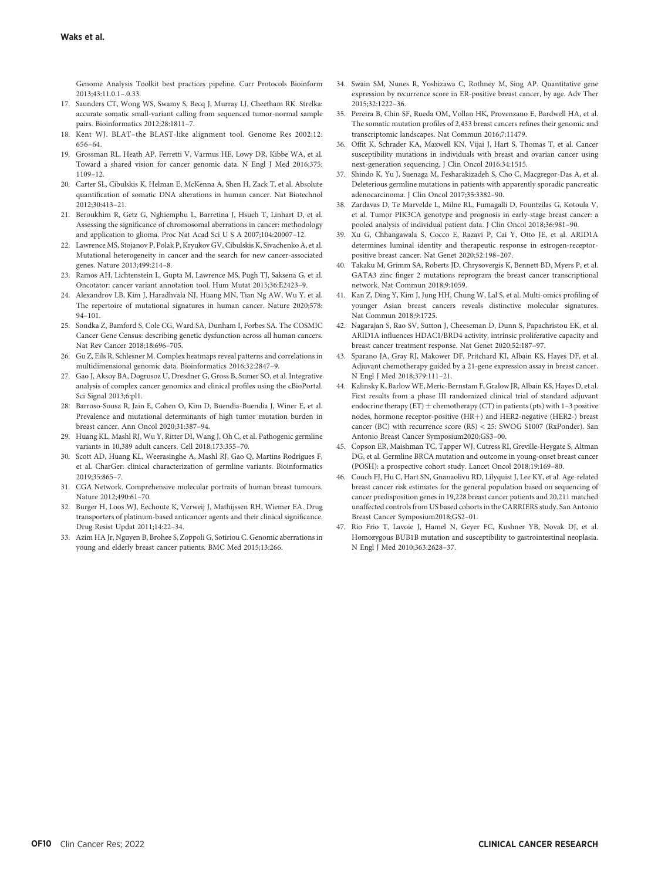Genome Analysis Toolkit best practices pipeline. Curr Protocols Bioinform 2013;43:11.0.1–.0.33.

17. Saunders CT, Wong WS, Swamy S, Becq J, Murray LJ, Cheetham RK. Strelka: accurate somatic small-variant calling from sequenced tumor-normal sample pairs. Bioinformatics 2012;28:1811–7.
18. Kent WJ. BLAT–the BLAST-like alignment tool. Genome Res 2002;12: 656–64.
19. Grossman RL, Heath AP, Ferretti V, Varmus HE, Lowy DR, Kibbe WA, et al. Toward a shared vision for cancer genomic data. N Engl J Med 2016;375: 1109–12.
20. Carter SL, Cibulskis K, Helman E, McKenna A, Shen H, Zack T, et al. Absolute quantification of somatic DNA alterations in human cancer. Nat Biotechnol 2012;30:413–21.
21. Beroukhim R, Getz G, Nghiemphu L, Barretina J, Hsueh T, Linhart D, et al. Assessing the significance of chromosomal aberrations in cancer: methodology and application to glioma. Proc Nat Acad Sci U S A 2007;104:20007–12.
22. Lawrence MS, Stojanov P, Polak P, Kryukov GV, Cibulskis K, Sivachenko A, et al. Mutational heterogeneity in cancer and the search for new cancer-associated genes. Nature 2013;499:214–8.
23. Ramos AH, Lichtenstein L, Gupta M, Lawrence MS, Pugh TJ, Saksena G, et al. Oncotator: cancer variant annotation tool. Hum Mutat 2015;36:E2423–9.
24. Alexandrov LB, Kim J, Haradhvala NJ, Huang MN, Tian Ng AW, Wu Y, et al. The repertoire of mutational signatures in human cancer. Nature 2020;578: 94–101.
25. Sondka Z, Bamford S, Cole CG, Ward SA, Dunham I, Forbes SA. The COSMIC Cancer Gene Census: describing genetic dysfunction across all human cancers. Nat Rev Cancer 2018;18:696–705.
26. Gu Z, Eils R, Schlesner M. Complex heatmaps reveal patterns and correlations in multidimensional genomic data. Bioinformatics 2016;32:2847–9.
27. Gao J, Aksoy BA, Dogrusoz U, Dresdner G, Gross B, Sumer SO, et al. Integrative analysis of complex cancer genomics and clinical profiles using the cBioPortal. Sci Signal 2013;6:pl1.
28. Barroso-Sousa R, Jain E, Cohen O, Kim D, Buendia-Buendia J, Winer E, et al. Prevalence and mutational determinants of high tumor mutation burden in breast cancer. Ann Oncol 2020;31:387–94.
29. Huang KL, Mashl RJ, Wu Y, Ritter DI, Wang J, Oh C, et al. Pathogenic germline variants in 10,389 adult cancers. Cell 2018;173:355–70.
30. Scott AD, Huang KL, Weerasinghe A, Mashl RJ, Gao Q, Martins Rodrigues F, et al. CharGer: clinical characterization of germline variants. Bioinformatics 2019;35:865–7.
31. CGA Network. Comprehensive molecular portraits of human breast tumours. Nature 2012;490:61–70.
32. Burger H, Loos WJ, Eechoute K, Verweij J, Mathijssen RH, Wiemer EA. Drug transporters of platinum-based anticancer agents and their clinical significance. Drug Resist Updat 2011;14:22–34.
33. Azim HA Jr, Nguyen B, Brohee S, Zoppoli G, Sotiriou C. Genomic aberrations in young and elderly breast cancer patients. BMC Med 2015;13:266.
34. Swain SM, Nunes R, Yoshizawa C, Rothney M, Sing AP. Quantitative gene expression by recurrence score in ER-positive breast cancer, by age. Adv Ther 2015;32:1222–36.
35. Pereira B, Chin SF, Rueda OM, Vollan HK, Provenzano E, Bardwell HA, et al. The somatic mutation profiles of 2,433 breast cancers refines their genomic and transcriptomic landscapes. Nat Commun 2016;7:11479.
36. Offit K, Schrader KA, Maxwell KN, Vijai J, Hart S, Thomas T, et al. Cancer susceptibility mutations in individuals with breast and ovarian cancer using next-generation sequencing. J Clin Oncol 2016;34:1515.
37. Shindo K, Yu J, Suenaga M, Fesharakizadeh S, Cho C, Macgregor-Das A, et al. Deleterious germline mutations in patients with apparently sporadic pancreatic adenocarcinoma. J Clin Oncol 2017;35:3382–90.
38. Zardavas D, Te Marvelde L, Milne RL, Fumagalli D, Fountzilas G, Kotoula V, et al. Tumor PIK3CA genotype and prognosis in early-stage breast cancer: a pooled analysis of individual patient data. J Clin Oncol 2018;36:981–90.
39. Xu G, Chhangawala S, Cocco E, Razavi P, Cai Y, Otto JE, et al. ARID1A determines luminal identity and therapeutic response in estrogen-receptor-positive breast cancer. Nat Genet 2020;52:198–207.
40. Takaku M, Grimm SA, Roberts JD, Chrysovergis K, Bennett BD, Myers P, et al. GATA3 zinc finger 2 mutations reprogram the breast cancer transcriptional network. Nat Commun 2018;9:1059.
41. Kan Z, Ding Y, Kim J, Jung HH, Chung W, Lal S, et al. Multi-omics profiling of younger Asian breast cancers reveals distinctive molecular signatures. Nat Commun 2018;9:1725.
42. Nagarajan S, Rao SV, Sutton J, Cheeseman D, Dunn S, Papachristou EK, et al. ARID1A influences HDAC1/BRD4 activity, intrinsic proliferative capacity and breast cancer treatment response. Nat Genet 2020;52:187–97.
43. Sparano JA, Gray RJ, Makower DF, Pritchard KI, Albain KS, Hayes DF, et al. Adjuvant chemotherapy guided by a 21-gene expression assay in breast cancer. N Engl J Med 2018;379:111–21.
44. Kalinsky K, Barlow WE, Meric-Bernstam F, Gralow JR, Albain KS, Hayes D, et al. First results from a phase III randomized clinical trial of standard adjuvant endocrine therapy (ET) ± chemotherapy (CT) in patients (pts) with 1–3 positive nodes, hormone receptor-positive (HR+) and HER2-negative (HER2-) breast cancer (BC) with recurrence score (RS) < 25: SWOG S1007 (RxPonder). San Antonio Breast Cancer Symposium2020;GS3–00.
45. Copson ER, Maishman TC, Tapper WJ, Cutress RI, Greville-Heygate S, Altman DG, et al. Germline BRCA mutation and outcome in young-onset breast cancer (POSH): a prospective cohort study. Lancet Oncol 2018;19:169–80.
46. Couch FJ, Hu C, Hart SN, Gnanaolivu RD, Lilyquist J, Lee KY, et al. Age-related breast cancer risk estimates for the general population based on sequencing of cancer predisposition genes in 19,228 breast cancer patients and 20,211 matched unaffected controls from US based cohorts in the CARRIERS study. San Antonio Breast Cancer Symposium2018;GS2–01.
47. Rio Frio T, Lavoie J, Hamel N, Geyer FC, Kushner YB, Novak DJ, et al. Homozygous BUB1B mutation and susceptibility to gastrointestinal neoplasia. N Engl J Med 2010;363:2628–37.